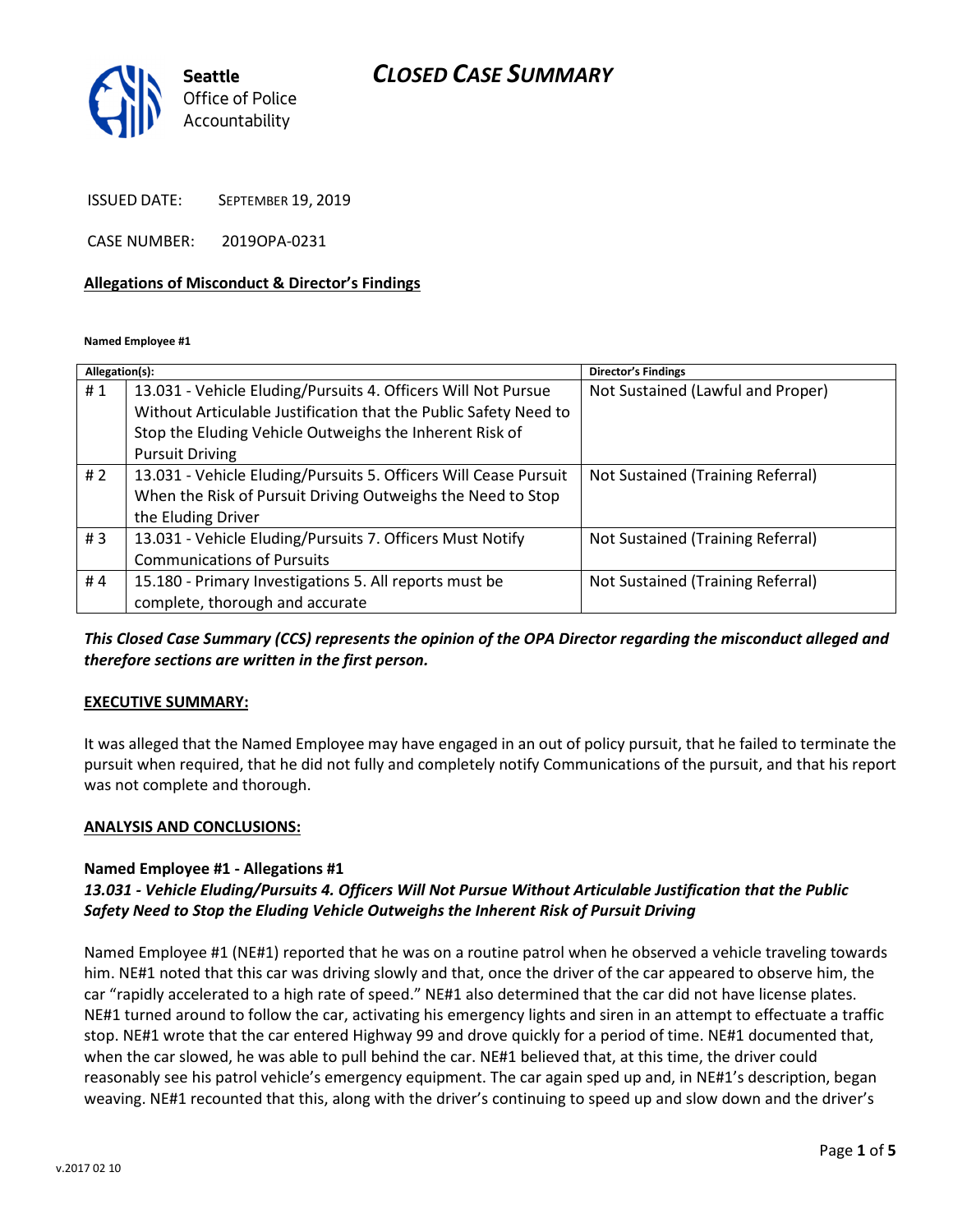# CLOSED CASE SUMMARY

Seattle Office of Police Accountability

ISSUED DATE: SEPTEMBER 19, 2019

CASE NUMBER: 2019OPA-0231

**Allegations of Misconduct & Director's Findings**

**Named Employee #1**

| Allegation(s): | | Director's Findings |
|---|---|---|
| # 1 | 13.031 - Vehicle Eluding/Pursuits 4. Officers Will Not Pursue Without Articulable Justification that the Public Safety Need to Stop the Eluding Vehicle Outweighs the Inherent Risk of Pursuit Driving | Not Sustained (Lawful and Proper) |
| # 2 | 13.031 - Vehicle Eluding/Pursuits 5. Officers Will Cease Pursuit When the Risk of Pursuit Driving Outweighs the Need to Stop the Eluding Driver | Not Sustained (Training Referral) |
| # 3 | 13.031 - Vehicle Eluding/Pursuits 7. Officers Must Notify Communications of Pursuits | Not Sustained (Training Referral) |
| # 4 | 15.180 - Primary Investigations 5. All reports must be complete, thorough and accurate | Not Sustained (Training Referral) |

***This Closed Case Summary (CCS) represents the opinion of the OPA Director regarding the misconduct alleged and therefore sections are written in the first person.***

**EXECUTIVE SUMMARY:**

It was alleged that the Named Employee may have engaged in an out of policy pursuit, that he failed to terminate the pursuit when required, that he did not fully and completely notify Communications of the pursuit, and that his report was not complete and thorough.

**ANALYSIS AND CONCLUSIONS:**

**Named Employee #1 - Allegations #1**
***13.031 - Vehicle Eluding/Pursuits 4. Officers Will Not Pursue Without Articulable Justification that the Public Safety Need to Stop the Eluding Vehicle Outweighs the Inherent Risk of Pursuit Driving***

Named Employee #1 (NE#1) reported that he was on a routine patrol when he observed a vehicle traveling towards him. NE#1 noted that this car was driving slowly and that, once the driver of the car appeared to observe him, the car "rapidly accelerated to a high rate of speed." NE#1 also determined that the car did not have license plates. NE#1 turned around to follow the car, activating his emergency lights and siren in an attempt to effectuate a traffic stop. NE#1 wrote that the car entered Highway 99 and drove quickly for a period of time. NE#1 documented that, when the car slowed, he was able to pull behind the car. NE#1 believed that, at this time, the driver could reasonably see his patrol vehicle's emergency equipment. The car again sped up and, in NE#1's description, began weaving. NE#1 recounted that this, along with the driver's continuing to speed up and slow down and the driver's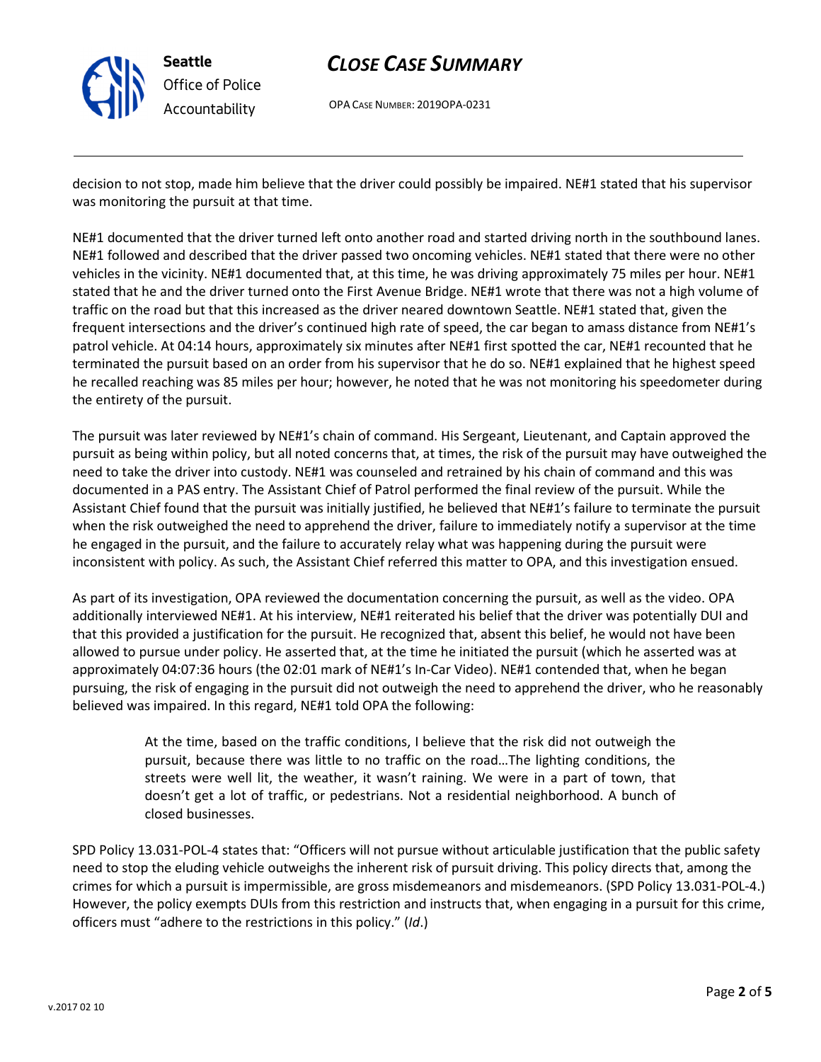decision to not stop, made him believe that the driver could possibly be impaired. NE#1 stated that his supervisor was monitoring the pursuit at that time.

NE#1 documented that the driver turned left onto another road and started driving north in the southbound lanes. NE#1 followed and described that the driver passed two oncoming vehicles. NE#1 stated that there were no other vehicles in the vicinity. NE#1 documented that, at this time, he was driving approximately 75 miles per hour. NE#1 stated that he and the driver turned onto the First Avenue Bridge. NE#1 wrote that there was not a high volume of traffic on the road but that this increased as the driver neared downtown Seattle. NE#1 stated that, given the frequent intersections and the driver's continued high rate of speed, the car began to amass distance from NE#1's patrol vehicle. At 04:14 hours, approximately six minutes after NE#1 first spotted the car, NE#1 recounted that he terminated the pursuit based on an order from his supervisor that he do so. NE#1 explained that he highest speed he recalled reaching was 85 miles per hour; however, he noted that he was not monitoring his speedometer during the entirety of the pursuit.

The pursuit was later reviewed by NE#1's chain of command. His Sergeant, Lieutenant, and Captain approved the pursuit as being within policy, but all noted concerns that, at times, the risk of the pursuit may have outweighed the need to take the driver into custody. NE#1 was counseled and retrained by his chain of command and this was documented in a PAS entry. The Assistant Chief of Patrol performed the final review of the pursuit. While the Assistant Chief found that the pursuit was initially justified, he believed that NE#1's failure to terminate the pursuit when the risk outweighed the need to apprehend the driver, failure to immediately notify a supervisor at the time he engaged in the pursuit, and the failure to accurately relay what was happening during the pursuit were inconsistent with policy. As such, the Assistant Chief referred this matter to OPA, and this investigation ensued.

As part of its investigation, OPA reviewed the documentation concerning the pursuit, as well as the video. OPA additionally interviewed NE#1. At his interview, NE#1 reiterated his belief that the driver was potentially DUI and that this provided a justification for the pursuit. He recognized that, absent this belief, he would not have been allowed to pursue under policy. He asserted that, at the time he initiated the pursuit (which he asserted was at approximately 04:07:36 hours (the 02:01 mark of NE#1's In-Car Video). NE#1 contended that, when he began pursuing, the risk of engaging in the pursuit did not outweigh the need to apprehend the driver, who he reasonably believed was impaired. In this regard, NE#1 told OPA the following:

> At the time, based on the traffic conditions, I believe that the risk did not outweigh the pursuit, because there was little to no traffic on the road…The lighting conditions, the streets were well lit, the weather, it wasn't raining. We were in a part of town, that doesn't get a lot of traffic, or pedestrians. Not a residential neighborhood. A bunch of closed businesses.

SPD Policy 13.031-POL-4 states that: "Officers will not pursue without articulable justification that the public safety need to stop the eluding vehicle outweighs the inherent risk of pursuit driving. This policy directs that, among the crimes for which a pursuit is impermissible, are gross misdemeanors and misdemeanors. (SPD Policy 13.031-POL-4.) However, the policy exempts DUIs from this restriction and instructs that, when engaging in a pursuit for this crime, officers must "adhere to the restrictions in this policy." (*Id*.)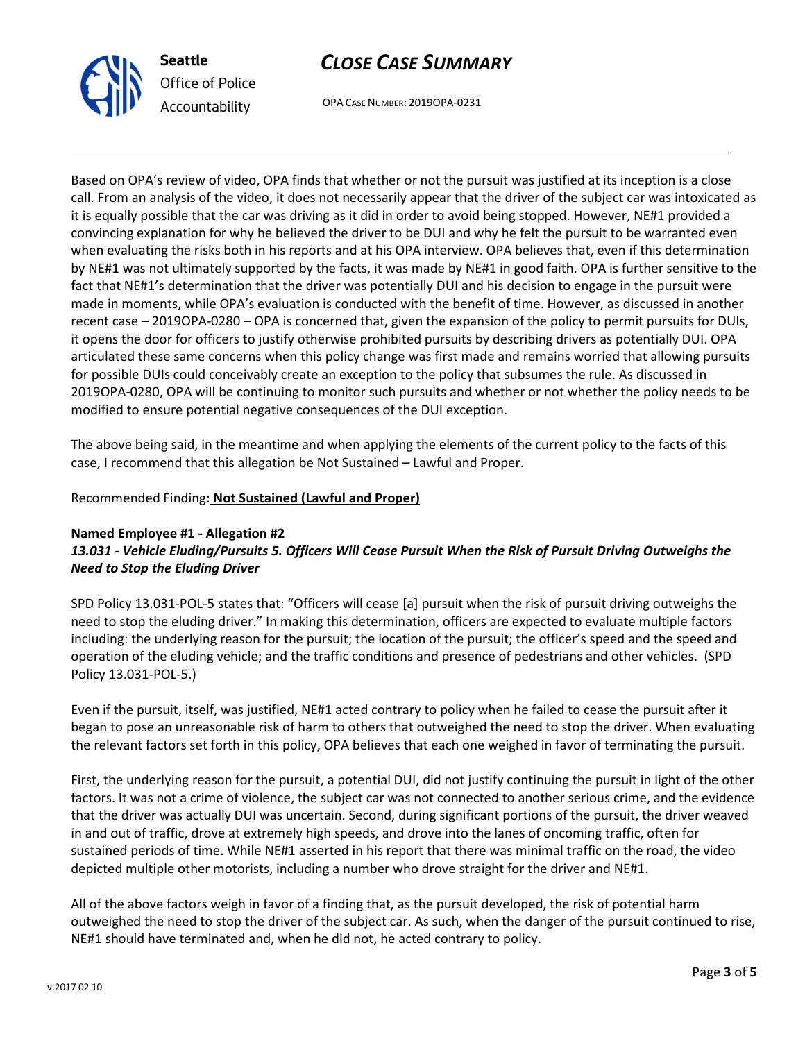Based on OPA's review of video, OPA finds that whether or not the pursuit was justified at its inception is a close call. From an analysis of the video, it does not necessarily appear that the driver of the subject car was intoxicated as it is equally possible that the car was driving as it did in order to avoid being stopped. However, NE#1 provided a convincing explanation for why he believed the driver to be DUI and why he felt the pursuit to be warranted even when evaluating the risks both in his reports and at his OPA interview. OPA believes that, even if this determination by NE#1 was not ultimately supported by the facts, it was made by NE#1 in good faith. OPA is further sensitive to the fact that NE#1's determination that the driver was potentially DUI and his decision to engage in the pursuit were made in moments, while OPA's evaluation is conducted with the benefit of time. However, as discussed in another recent case – 2019OPA-0280 – OPA is concerned that, given the expansion of the policy to permit pursuits for DUIs, it opens the door for officers to justify otherwise prohibited pursuits by describing drivers as potentially DUI. OPA articulated these same concerns when this policy change was first made and remains worried that allowing pursuits for possible DUIs could conceivably create an exception to the policy that subsumes the rule. As discussed in 2019OPA-0280, OPA will be continuing to monitor such pursuits and whether or not whether the policy needs to be modified to ensure potential negative consequences of the DUI exception.

The above being said, in the meantime and when applying the elements of the current policy to the facts of this case, I recommend that this allegation be Not Sustained – Lawful and Proper.

Recommended Finding: **Not Sustained (Lawful and Proper)**

**Named Employee #1 - Allegation #2**
***13.031 - Vehicle Eluding/Pursuits 5. Officers Will Cease Pursuit When the Risk of Pursuit Driving Outweighs the Need to Stop the Eluding Driver***

SPD Policy 13.031-POL-5 states that: "Officers will cease [a] pursuit when the risk of pursuit driving outweighs the need to stop the eluding driver." In making this determination, officers are expected to evaluate multiple factors including: the underlying reason for the pursuit; the location of the pursuit; the officer's speed and the speed and operation of the eluding vehicle; and the traffic conditions and presence of pedestrians and other vehicles. (SPD Policy 13.031-POL-5.)

Even if the pursuit, itself, was justified, NE#1 acted contrary to policy when he failed to cease the pursuit after it began to pose an unreasonable risk of harm to others that outweighed the need to stop the driver. When evaluating the relevant factors set forth in this policy, OPA believes that each one weighed in favor of terminating the pursuit.

First, the underlying reason for the pursuit, a potential DUI, did not justify continuing the pursuit in light of the other factors. It was not a crime of violence, the subject car was not connected to another serious crime, and the evidence that the driver was actually DUI was uncertain. Second, during significant portions of the pursuit, the driver weaved in and out of traffic, drove at extremely high speeds, and drove into the lanes of oncoming traffic, often for sustained periods of time. While NE#1 asserted in his report that there was minimal traffic on the road, the video depicted multiple other motorists, including a number who drove straight for the driver and NE#1.

All of the above factors weigh in favor of a finding that, as the pursuit developed, the risk of potential harm outweighed the need to stop the driver of the subject car. As such, when the danger of the pursuit continued to rise, NE#1 should have terminated and, when he did not, he acted contrary to policy.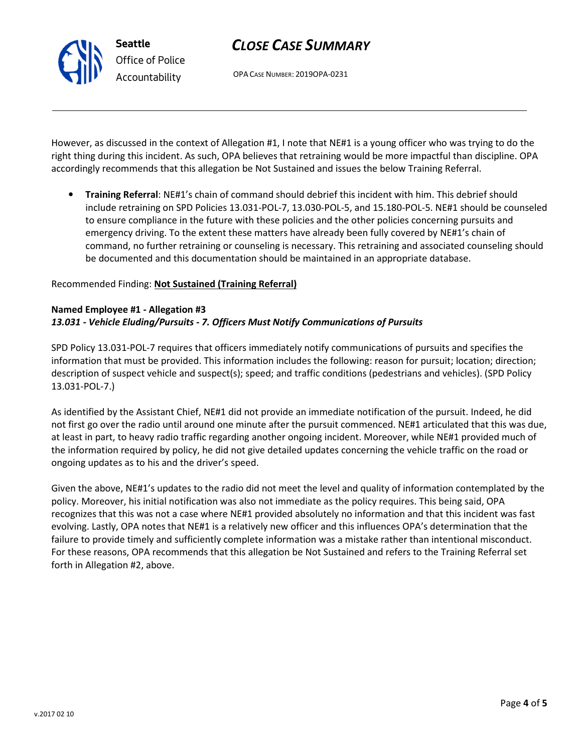However, as discussed in the context of Allegation #1, I note that NE#1 is a young officer who was trying to do the right thing during this incident. As such, OPA believes that retraining would be more impactful than discipline. OPA accordingly recommends that this allegation be Not Sustained and issues the below Training Referral.

- **Training Referral**: NE#1's chain of command should debrief this incident with him. This debrief should include retraining on SPD Policies 13.031-POL-7, 13.030-POL-5, and 15.180-POL-5. NE#1 should be counseled to ensure compliance in the future with these policies and the other policies concerning pursuits and emergency driving. To the extent these matters have already been fully covered by NE#1's chain of command, no further retraining or counseling is necessary. This retraining and associated counseling should be documented and this documentation should be maintained in an appropriate database.

Recommended Finding: **Not Sustained (Training Referral)**

**Named Employee #1 - Allegation #3**
***13.031 - Vehicle Eluding/Pursuits - 7. Officers Must Notify Communications of Pursuits***

SPD Policy 13.031-POL-7 requires that officers immediately notify communications of pursuits and specifies the information that must be provided. This information includes the following: reason for pursuit; location; direction; description of suspect vehicle and suspect(s); speed; and traffic conditions (pedestrians and vehicles). (SPD Policy 13.031-POL-7.)

As identified by the Assistant Chief, NE#1 did not provide an immediate notification of the pursuit. Indeed, he did not first go over the radio until around one minute after the pursuit commenced. NE#1 articulated that this was due, at least in part, to heavy radio traffic regarding another ongoing incident. Moreover, while NE#1 provided much of the information required by policy, he did not give detailed updates concerning the vehicle traffic on the road or ongoing updates as to his and the driver's speed.

Given the above, NE#1's updates to the radio did not meet the level and quality of information contemplated by the policy. Moreover, his initial notification was also not immediate as the policy requires. This being said, OPA recognizes that this was not a case where NE#1 provided absolutely no information and that this incident was fast evolving. Lastly, OPA notes that NE#1 is a relatively new officer and this influences OPA's determination that the failure to provide timely and sufficiently complete information was a mistake rather than intentional misconduct. For these reasons, OPA recommends that this allegation be Not Sustained and refers to the Training Referral set forth in Allegation #2, above.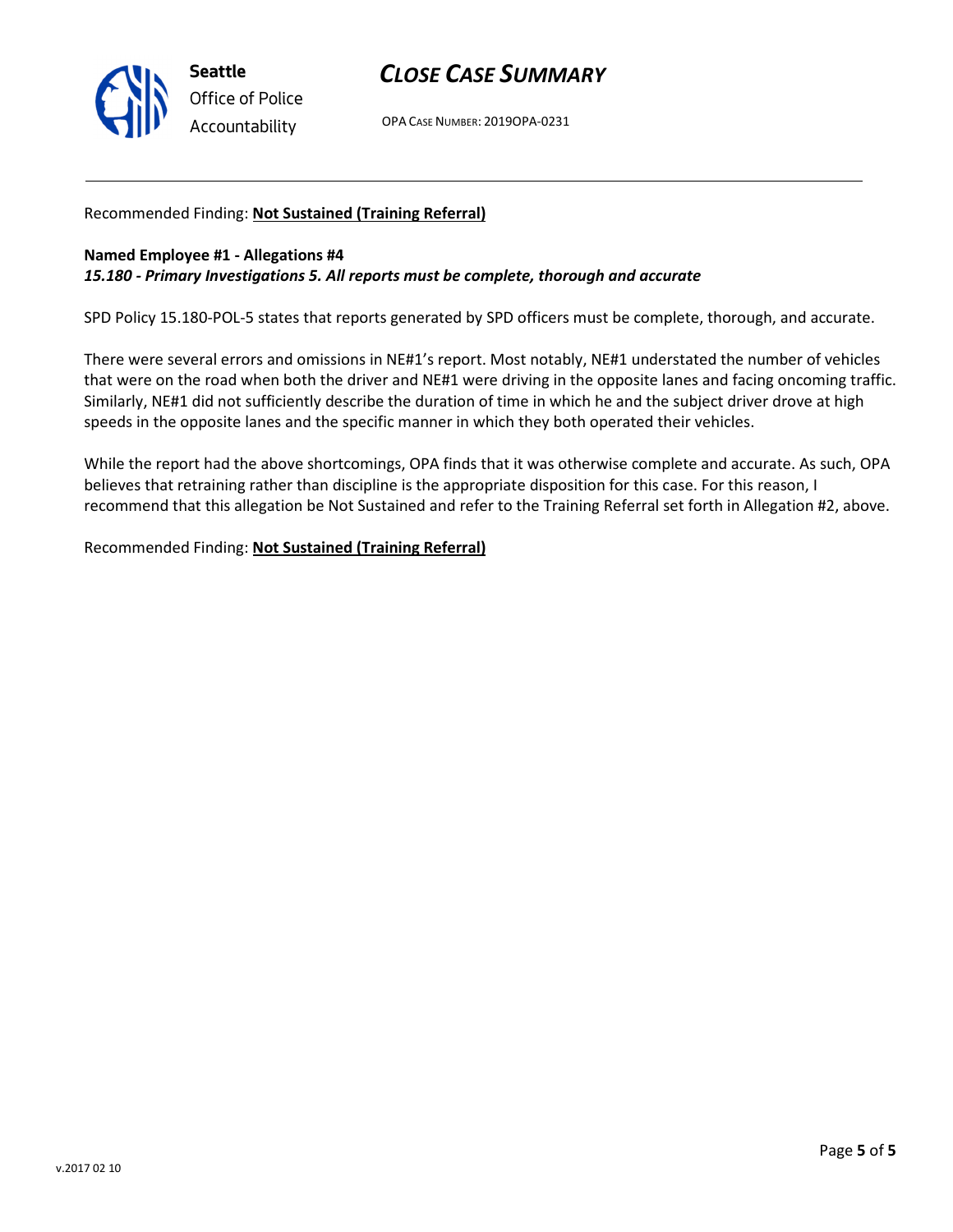Recommended Finding: **Not Sustained (Training Referral)**

**Named Employee #1 - Allegations #4**
***15.180 - Primary Investigations 5. All reports must be complete, thorough and accurate***

SPD Policy 15.180-POL-5 states that reports generated by SPD officers must be complete, thorough, and accurate.

There were several errors and omissions in NE#1's report. Most notably, NE#1 understated the number of vehicles that were on the road when both the driver and NE#1 were driving in the opposite lanes and facing oncoming traffic. Similarly, NE#1 did not sufficiently describe the duration of time in which he and the subject driver drove at high speeds in the opposite lanes and the specific manner in which they both operated their vehicles.

While the report had the above shortcomings, OPA finds that it was otherwise complete and accurate. As such, OPA believes that retraining rather than discipline is the appropriate disposition for this case. For this reason, I recommend that this allegation be Not Sustained and refer to the Training Referral set forth in Allegation #2, above.

Recommended Finding: **Not Sustained (Training Referral)**